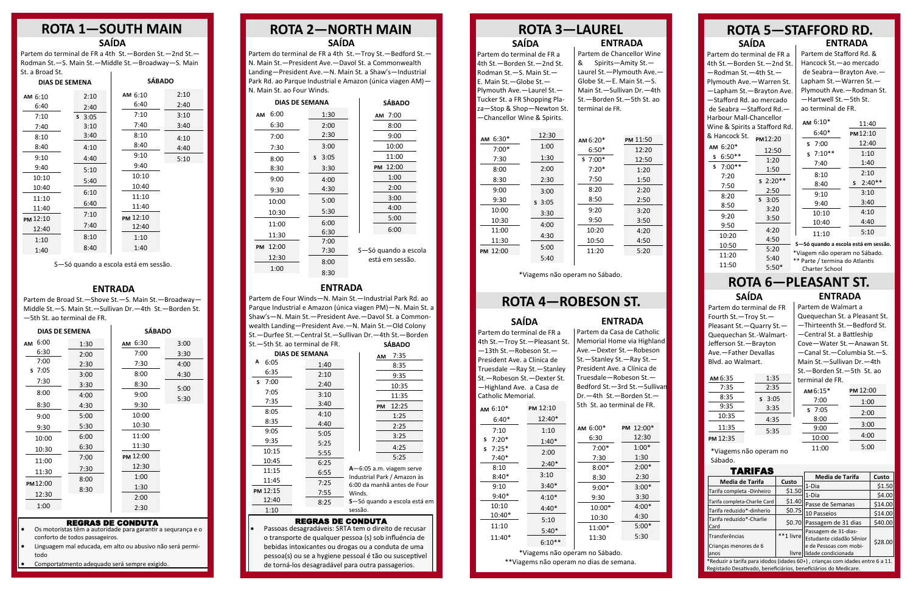# ROTA 1—SOUTH MAIN

## SAÍDA

Partem do terminal de FR a 4th St.—Borden St.—2nd St.—Rodman St.—S. Main St.—Middle St.—Broadway—S. Main St. a Broad St.

| DIAS DE SEMENA | | SÁBADO | |
|---|---|---|---|
| AM 6:10 | 2:10 | AM 6:10 | 2:10 |
| 6:40 | 2:40 | 6:40 | 2:40 |
| 7:10 | S 3:05 | 7:10 | 3:10 |
| 7:40 | 3:10 | 7:40 | 3:40 |
| 8:10 | 3:40 | 8:10 | 4:10 |
| 8:40 | 4:10 | 8:40 | 4:40 |
| 9:10 | 4:40 | 9:10 | 5:10 |
| 9:40 | 5:10 | 9:40 | |
| 10:10 | 5:40 | 10:10 | |
| 10:40 | 6:10 | 10:40 | |
| 11:10 | 6:40 | 11:10 | |
| 11:40 | 7:10 | 11:40 | |
| PM 12:10 | 7:40 | PM 12:10 | |
| 12:40 | 8:10 | 12:40 | |
| 1:10 | 8:40 | 1:10 | |
| 1:40 | | 1:40 | |

S—Só quando a escola está em sessão.

## ENTRADA

Partem de Broad St.—Shove St.—S. Main St.—Broadway—Middle St.—S. Main St.—Sullivan Dr.—4th St.—Borden St.—5th St. ao terminal de FR.

| DIAS DE SEMENA | | SÁBADO | |
|---|---|---|---|
| AM 6:00 | 1:30 | AM 6:30 | 3:00 |
| 6:30 | 2:00 | 7:00 | 3:30 |
| 7:00 | 2:30 | 7:30 | 4:00 |
| S 7:05 | 3:00 | 8:00 | 4:30 |
| 7:30 | 3:30 | 8:30 | 5:00 |
| 8:00 | 4:00 | 9:00 | 5:30 |
| 8:30 | 4:30 | 9:30 | |
| 9:00 | 5:00 | 10:00 | |
| 9:30 | 5:30 | 10:30 | |
| 10:00 | 6:00 | 11:00 | |
| 10:30 | 6:30 | 11:30 | |
| 11:00 | 7:00 | PM 12:00 | |
| 11:30 | 7:30 | 12:30 | |
| PM 12:00 | 8:00 | 1:00 | |
| 12:30 | 8:30 | 1:30 | |
| 1:00 | | 2:00 | |
| | | 2:30 | |

### REGRAS DE CONDUTA

- Os motoristas têm a autoridade para garantir a segurança e o conforto de todos passageiros.
- Linguagem mal educada, em alto ou abusivo não será permitido
- Comportamento adequado será sempre exigido.

# ROTA 2—NORTH MAIN

## SAÍDA

Partem do terminal de FR a 4th St.—Troy St.—Bedford St.—N. Main St.—President Ave.—Davol St. a Commonwealth Landing—President Ave.—N. Main St. a Shaw's—Industrial Park Rd. ao Parque Industrial e Amazon (única viagem AM)—N. Main St. ao Four Winds.

| DIAS DE SEMANA | | SÁBADO |
|---|---|---|
| AM 6:00 | 1:30 | AM 7:00 |
| 6:30 | 2:00 | 8:00 |
| 7:00 | 2:30 | 9:00 |
| 7:30 | 3:00 | 10:00 |
| 8:00 | S 3:05 | 11:00 |
| 8:30 | 3:30 | PM 12:00 |
| 9:00 | 4:00 | 1:00 |
| 9:30 | 4:30 | 2:00 |
| 10:00 | 5:00 | 3:00 |
| 10:30 | 5:30 | 4:00 |
| 11:00 | 6:00 | 5:00 |
| 11:30 | 6:30 | 6:00 |
| PM 12:00 | 7:00 | |
| 12:30 | 7:30 | |
| 1:00 | 8:00 | |
| | 8:30 | |

S—Só quando a escola está em sessão.

## ENTRADA

Partem de Four Winds—N. Main St.—Industrial Park Rd. ao Parque Industrial e Amazon (única viagem PM)—N. Main St. a Shaw's—N. Main St.—President Ave.—Davol St. a Commonwealth Landing—President Ave.—N. Main St.—Old Colony St.—Durfee St.—Central St.—Sullivan Dr.—4th St.—Borden St.—5th St. ao terminal de FR.

| DIAS DE SEMANA | | SÁBADO |
|---|---|---|
| A 6:05 | 1:40 | AM 7:35 |
| 6:35 | 2:10 | 8:35 |
| S 7:00 | 2:40 | 9:35 |
| 7:05 | 3:10 | 10:35 |
| 7:35 | 3:40 | 11:35 |
| 8:05 | 4:10 | PM 12:25 |
| 8:35 | 4:40 | 1:25 |
| 9:05 | 5:05 | 2:25 |
| 9:35 | 5:25 | 3:25 |
| 10:15 | 5:55 | 4:25 |
| 10:45 | 6:25 | 5:25 |
| 11:15 | 6:55 | |
| 11:45 | 7:25 | |
| PM 12:15 | 7:55 | |
| 12:40 | 8:25 | |
| 1:10 | | |

A—6:05 a.m. viagem serve Industrial Park / Amazon às 6:00 da manhã antes de Four Winds.

S—Só quando a escola está em sessão.

### REGRAS DE CONDUTA

- Passoas desagradáveis: SRTA tem o direito de recusar o transporte de qualquer pessoa (s) sob influência de bebidas intoxicantes ou drogas ou a conduta de uma pessoa(s) ou se a hygiene pessoal é tão ou susceptível de torná-los desagradável para outra passagerios.

# ROTA 3—LAUREL

## SAÍDA

Partem do terminal de FR a 4th St.—Borden St.—2nd St. Rodman St.—S. Main St.—E. Main St.—Globe St.—Plymouth Ave.—Laurel St.—Tucker St. a FR Shopping Plaza—Stop & Shop—Newton St. —Chancellor Wine & Spirits.

| | |
|---|---|
| AM 6:30* | 12:30 |
| 7:00* | 1:00 |
| 7:30 | 1:30 |
| 8:00 | 2:00 |
| 8:30 | 2:30 |
| 9:00 | 3:00 |
| 9:30 | S 3:05 |
| 10:00 | 3:30 |
| 10:30 | 4:00 |
| 11:00 | 4:30 |
| 11:30 | 5:00 |
| PM 12:00 | 5:40 |

## ENTRADA

Partem de Chancellor Wine & Spirits.—Amity St.—Laurel St.—Plymouth Ave.—Globe St.—E. Main St.—S. Main St.—Sullivan Dr.—4th St.—Borden St.—5th St. ao terminal de FR.

| | |
|---|---|
| AM 6:20* | PM 11:50 |
| 6:50* | 12:20 |
| S 7:00* | 12:50 |
| 7:20* | 1:20 |
| 7:50 | 1:50 |
| 8:20 | 2:20 |
| 8:50 | 2:50 |
| 9:20 | 3:20 |
| 9:50 | 3:50 |
| 10:20 | 4:20 |
| 10:50 | 4:50 |
| 11:20 | 5:20 |

*Viagens não operam no Sábado.

# ROTA 4—ROBESON ST.

## SAÍDA

Partem do terminal de FR a 4th St.—Troy St.—Pleasant St.—13th St.—Robeson St.—President Ave. a Clínica de Truesdale —Ray St.—Stanley St.—Robeson St.—Dexter St. —Highland Ave. a Casa de Catholic Memorial.

| | |
|---|---|
| AM 6:10* | PM 12:10 |
| 6:40* | 12:40* |
| 7:10 | 1:10 |
| S 7:20* | 1:40* |
| S 7:25* | 2:00 |
| 7:40* | 2:40* |
| 8:10 | 3:10 |
| 8:40* | 3:40* |
| 9:10 | 4:10* |
| 9:40* | 4:40* |
| 10:10 | 5:10 |
| 10:40* | 5:40* |
| 11:10 | 6:10** |
| 11:40* | |

## ENTRADA

Partem da Casa de Catholic Memorial Home via Highland Ave.—Dexter St.—Robeson St.—Stanley St.—Ray St.—President Ave. a Clínica de Truesdale—Robeson St.—Bedford St.—3rd St.—Sullivan Dr.—4th St.—Borden St.—5th St. ao terminal de FR.

| | |
|---|---|
| AM 6:00* | PM 12:00* |
| 6:30 | 12:30 |
| 7:00* | 1:00* |
| 7:30 | 1:30 |
| 8:00* | 2:00* |
| 8:30 | 2:30 |
| 9:00* | 3:00* |
| 9:30 | 3:30 |
| 10:00* | 4:00* |
| 10:30 | 4:30 |
| 11:00* | 5:00* |
| 11:30 | 5:30 |

*Viagens não operam no Sábado.

**Viagens não operam no dias de semana.

# ROTA 5—STAFFORD RD.

## SAÍDA

Partem do terminal de FR a 4th St.—Borden St.—2nd St.—Rodman St.—4th St.—Plymouth Ave.—Warren St. —Lapham St.—Brayton Ave. —Stafford Rd. ao mercado de Seabra—Stafford Rd.—Harbour Mall-Chancellor Wine & Spirits a Stafford Rd. & Hancock St.

| | |
|---|---|
| AM 6:20* | PM 12:20 |
| S 6:50** | 12:50 |
| S 7:00** | 1:20 |
| 7:20 | 1:50 |
| 7:50 | S 2:20** |
| 8:20 | 2:50 |
| 8:50 | S 3:05 |
| 9:20 | 3:20 |
| 9:50 | 3:50 |
| 10:20 | 4:20 |
| 10:50 | 4:50 |
| 11:20 | 5:20 |
| 11:50 | 5:40 |
| | 5:50* |

## ENTRADA

Partem de Stafford Rd. & Hancock St.—ao mercado de Seabra—Brayton Ave.—Lapham St.—Warren St.—Plymouth Ave.—Rodman St. —Hartwell St.—5th St. ao terminal de FR.

| | |
|---|---|
| AM 6:10* | 11:40 |
| 6:40* | PM 12:10 |
| S 7:00 | 12:40 |
| S 7:10** | 1:10 |
| 7:40 | 1:40 |
| 8:10 | 2:10 |
| 8:40 | S 2:40** |
| 9:10 | 3:10 |
| 9:40 | 3:40 |
| 10:10 | 4:10 |
| 10:40 | 4:40 |
| 11:10 | 5:10 |

S—Só quando a escola está em sessão.

*Viagem não operam no Sábado.

** Parte / termina do Atlantis Charter School

# ROTA 6—PLEASANT ST.

## SAÍDA

Partem do terminal de FR Fourth St.—Troy St.—Pleasant St.—Quarry St.—Quequechan St.-Walmart-Jefferson St.—Brayton Ave.—Father Devallas Blvd. ao Walmart.

| | |
|---|---|
| AM 6:35 | 1:35 |
| 7:35 | 2:35 |
| 8:35 | S 3:05 |
| 9:35 | 3:35 |
| 10:35 | 4:35 |
| 11:35 | 5:35 |
| PM 12:35 | |

*Viagens não operam no Sábado.

## ENTRADA

Partem de Walmart a Quequechan St. a Pleasant St. —Thirteenth St.—Bedford St. —Central St. a Battleship Cove—Water St.—Anawan St. —Canal St.—Columbia St.—S. Main St.—Sullivan Dr.—4th St.—Borden St.—5th St. ao terminal de FR.

| | |
|---|---|
| AM 6:15* | PM 12:00 |
| 7:00 | 1:00 |
| S 7:05 | 2:00 |
| 8:00 | 3:00 |
| 9:00 | 4:00 |
| 10:00 | 5:00 |
| 11:00 | |

# TARIFAS

| Media de Tarifa | Custo |
|---|---|
| Tarifa completa -Dinheiro | $1.50 |
| Tarifa completa-Charlie Card | $1.40 |
| Tarifa reduzido*-dinherio | $0.75 |
| Tarifa reduzido*-Charlie Card | $0.70 |
| Transferências | **1 livre |
| Crianças menores de 6 anos | livre |

| Media de Tarifa | Custo |
|---|---|
| 1-Dia | $1.50 |
| 1-Dia | $4.00 |
| Passe de Semanas | $14.00 |
| 10 Passeios | $14.00 |
| Passagem de 31 dias | $40.00 |
| Passagem de 31-dias-Estudante cidadão Sênior e de Pessoas com mobilidade condicionada | $28.00 |

*Reduzir a tarifa para idodos (idades 60+), crianças com idades entre 6 a 11. Registado Desativado, beneficiários, beneficiários do Medicare.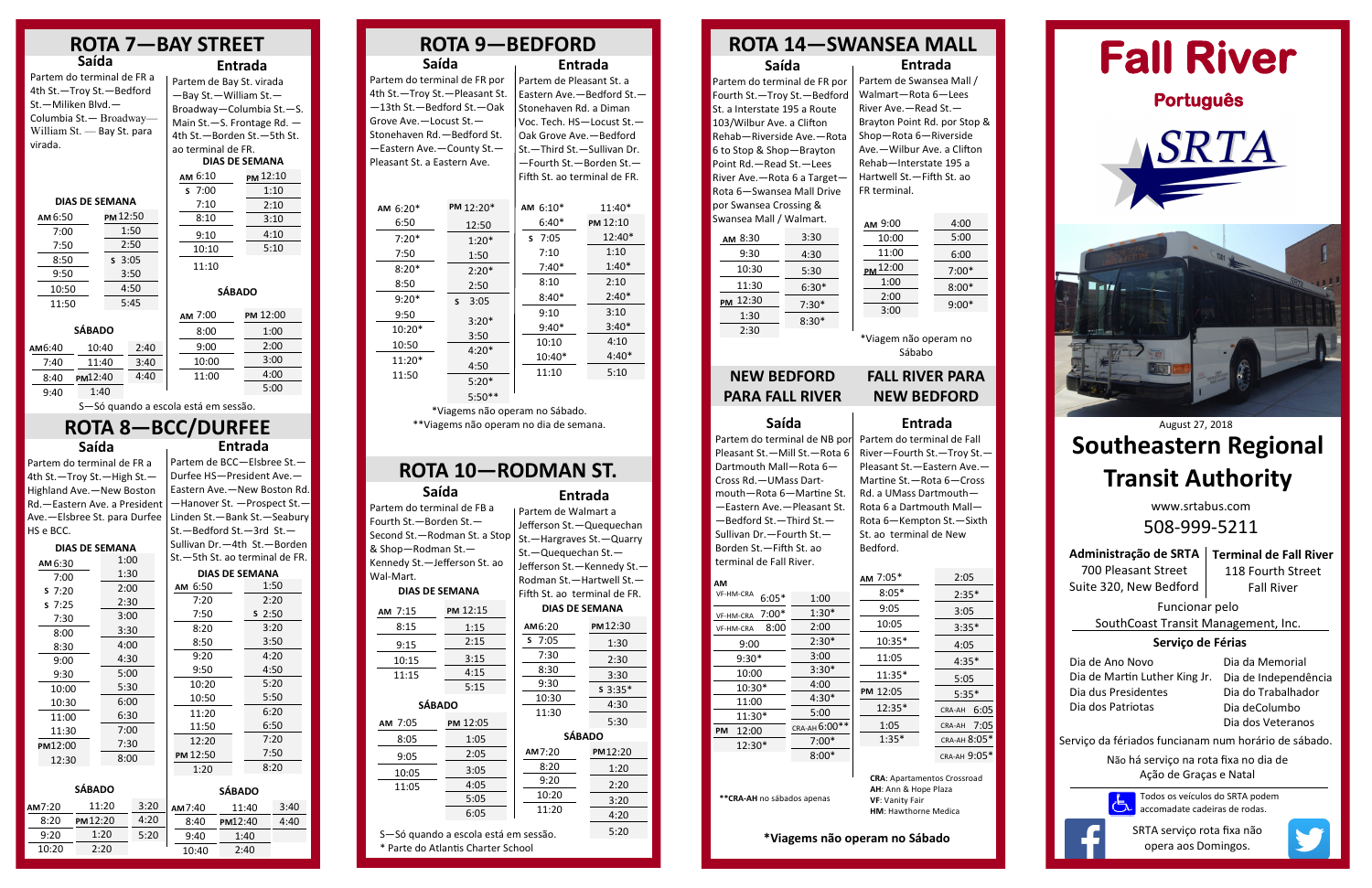# ROTA 7—BAY STREET

### Saída

Partem do terminal de FR a 4th St.—Troy St.—Bedford St.—Miliken Blvd.—Columbia St.— Broadway—William St. — Bay St. para virada.

**DIAS DE SEMANA**

| AM | PM |
|---|---|
| 6:50 | 12:50 |
| 7:00 | 1:50 |
| 7:50 | 2:50 |
| 8:50 | S 3:05 |
| 9:50 | 3:50 |
| 10:50 | 4:50 |
| 11:50 | 5:45 |

**SÁBADO**

| | | |
|---|---|---|
| AM 6:40 | 10:40 | 2:40 |
| 7:40 | 11:40 | 3:40 |
| 8:40 | PM 12:40 | 4:40 |
| 9:40 | 1:40 | |

### Entrada

Partem de Bay St. virada —Bay St.—William St.—Broadway—Columbia St.—S. Main St.—S. Frontage Rd. —4th St.—Borden St.—5th St. ao terminal de FR.

**DIAS DE SEMANA**

| AM | PM |
|---|---|
| 6:10 | 12:10 |
| S 7:00 | 1:10 |
| 7:10 | 2:10 |
| 8:10 | 3:10 |
| 9:10 | 4:10 |
| 10:10 | 5:10 |
| 11:10 | |

**SÁBADO**

| AM | PM |
|---|---|
| 7:00 | 12:00 |
| 8:00 | 1:00 |
| 9:00 | 2:00 |
| 10:00 | 3:00 |
| 11:00 | 4:00 |
| | 5:00 |

S—Só quando a escola está em sessão.

# ROTA 8—BCC/DURFEE

### Saída

Partem do terminal de FR a 4th St.—Troy St.—High St.—Highland Ave.—New Boston Rd.—Eastern Ave. a President Ave.—Elsbree St. para Durfee HS e BCC.

**DIAS DE SEMANA**

| AM | PM |
|---|---|
| 6:30 | 1:00 |
| 7:00 | 1:30 |
| S 7:20 | 2:00 |
| S 7:25 | 2:30 |
| 7:30 | 3:00 |
| 8:00 | 3:30 |
| 8:30 | 4:00 |
| 9:00 | 4:30 |
| 9:30 | 5:00 |
| 10:00 | 5:30 |
| 10:30 | 6:00 |
| 11:00 | 6:30 |
| 11:30 | 7:00 |
| PM 12:00 | 7:30 |
| 12:30 | 8:00 |

**SÁBADO**

| | | |
|---|---|---|
| AM 7:20 | 11:20 | 3:20 |
| 8:20 | PM 12:20 | 4:20 |
| 9:20 | 1:20 | 5:20 |
| 10:20 | 2:20 | |

### Entrada

Partem de BCC—Elsbree St.—Durfee HS—President Ave.—Eastern Ave.—New Boston Rd.—Hanover St. —Prospect St.—Linden St.—Bank St.—Seabury St.—Bedford St.—3rd St.—Sullivan Dr.—4th St.—Borden St.—5th St. ao terminal de FR.

**DIAS DE SEMANA**

| AM | PM |
|---|---|
| 6:50 | 1:50 |
| 7:20 | 2:20 |
| 7:50 | S 2:50 |
| 8:20 | 3:20 |
| 8:50 | 3:50 |
| 9:20 | 4:20 |
| 9:50 | 4:50 |
| 10:20 | 5:20 |
| 10:50 | 5:50 |
| 11:20 | 6:20 |
| 11:50 | 6:50 |
| 12:20 | 7:20 |
| PM 12:50 | 7:50 |
| 1:20 | 8:20 |

**SÁBADO**

| | | |
|---|---|---|
| AM 7:40 | 11:40 | 3:40 |
| 8:40 | PM 12:40 | 4:40 |
| 9:40 | 1:40 | |
| 10:40 | 2:40 | |

# ROTA 9—BEDFORD

### Saída

Partem do terminal de FR por 4th St.—Troy St.—Pleasant St.—13th St.—Bedford St.—Oak Grove Ave.—Locust St.—Stonehaven Rd.—Bedford St.—Eastern Ave.—County St.—Pleasant St. a Eastern Ave.

| AM | PM |
|---|---|
| 6:20* | 12:20* |
| 6:50 | 12:50 |
| 7:20* | 1:20* |
| 7:50 | 1:50 |
| 8:20* | 2:20* |
| 8:50 | 2:50 |
| 9:20* | S 3:05 |
| 9:50 | 3:20* |
| 10:20* | 3:50 |
| 10:50 | 4:20* |
| 11:20* | 4:50 |
| 11:50 | 5:20* |
| | 5:50** |

### Entrada

Partem de Pleasant St. a Eastern Ave.—Bedford St.—Stonehaven Rd. a Diman Voc. Tech. HS—Locust St.—Oak Grove Ave.—Bedford St.—Third St.—Sullivan Dr. —Fourth St.—Borden St.—Fifth St. ao terminal de FR.

| AM | PM |
|---|---|
| 6:10* | 11:40* |
| 6:40* | PM 12:10 |
| S 7:05 | 12:40* |
| 7:10 | 1:10 |
| 7:40* | 1:40* |
| 8:10 | 2:10 |
| 8:40* | 2:40* |
| 9:10 | 3:10 |
| 9:40* | 3:40* |
| 10:10 | 4:10 |
| 10:40* | 4:40* |
| 11:10 | 5:10 |

*Viagens não operam no Sábado.
**Viagens não operam no dia de semana.

# ROTA 10—RODMAN ST.

### Saída

Partem do terminal de FB a Fourth St.—Borden St.—Second St.—Rodman St. a Stop & Shop—Hargraves St.—Kennedy St.—Jefferson St. ao Wal-Mart.

**DIAS DE SEMANA**

| AM | PM |
|---|---|
| 7:15 | 12:15 |
| 8:15 | 1:15 |
| 9:15 | 2:15 |
| 10:15 | 3:15 |
| 11:15 | 4:15 |
| | 5:15 |

**SÁBADO**

| AM | PM |
|---|---|
| 7:05 | 12:05 |
| 8:05 | 1:05 |
| 9:05 | 2:05 |
| 10:05 | 3:05 |
| 11:05 | 4:05 |
| | 5:05 |
| | 6:05 |

### Entrada

Partem de Walmart a Jefferson St.—Quequechan St.—Hargraves St.—Quarry St.—Quequechan St.—Jefferson St.—Kennedy St.—Rodman St.—Hartwell St.—Fifth St. ao terminal de FR.

**DIAS DE SEMANA**

| AM | PM |
|---|---|
| 6:20 | 12:30 |
| S 7:05 | 1:30 |
| 7:30 | 2:30 |
| 8:30 | 3:30 |
| 9:30 | S 3:35* |
| 10:30 | 4:30 |
| 11:30 | 5:30 |

**SÁBADO**

| AM | PM |
|---|---|
| 7:20 | 12:20 |
| 8:20 | 1:20 |
| 9:20 | 2:20 |
| 10:20 | 3:20 |
| 11:20 | 4:20 |
| | 5:20 |

S—Só quando a escola está em sessão.
* Parte do Atlantis Charter School

# ROTA 14—SWANSEA MALL

### Saída

Partem do terminal de FR por Fourth St.—Troy St.—Bedford St. a Interstate 195 a Route 103/Wilbur Ave. a Clifton Rehab—Riverside Ave.—Rota 6 to Stop & Shop—Brayton Point Rd.—Read St.—Lees River Ave.—Rota 6 a Target—Rota 6—Swansea Mall Drive por Swansea Crossing & Swansea Mall / Walmart.

| AM | PM |
|---|---|
| 8:30 | 3:30 |
| 9:30 | 4:30 |
| 10:30 | 5:30 |
| 11:30 | 6:30* |
| PM 12:30 | 7:30* |
| 1:30 | 8:30* |
| 2:30 | |

### Entrada

Partem de Swansea Mall / Walmart—Rota 6—Lees River Ave.—Read St.—Brayton Point Rd. por Stop & Shop—Rota 6—Riverside Ave.—Wilbur Ave. a Clifton Rehab—Interstate 195 a Hartwell St.—Fifth St. ao FR terminal.

| AM | PM |
|---|---|
| 9:00 | 4:00 |
| 10:00 | 5:00 |
| 11:00 | 6:00 |
| PM 12:00 | 7:00* |
| 1:00 | 8:00* |
| 2:00 | 9:00* |
| 3:00 | |

*Viagem não operam no Sábado

# NEW BEDFORD PARA FALL RIVER

### Saída

Partem do terminal de NB por Pleasant St.—Mill St.—Rota 6 Dartmouth Mall—Rota 6—Cross Rd.—UMass Dartmouth—Rota 6—Martine St. —Eastern Ave.—Pleasant St. —Bedford St.—Third St.—Sullivan Dr.—Fourth St.—Borden St.—Fifth St. ao terminal de Fall River.

| AM | PM |
|---|---|
| VF-HM-CRA 6:05* | 1:00 |
| VF-HM-CRA 7:00* | 1:30* |
| VF-HM-CRA 8:00 | 2:00 |
| 9:00 | 2:30* |
| 9:30* | 3:00 |
| 10:00 | 3:30* |
| 10:30* | 4:00 |
| 11:00 | 4:30* |
| 11:30* | 5:00 |
| PM 12:00 | CRA-AH 6:00** |
| 12:30* | 7:00* |
| | 8:00* |

**CRA-AH no sábados apenas

# FALL RIVER PARA NEW BEDFORD

### Entrada

Partem do terminal de Fall River—Fourth St.—Troy St.—Pleasant St.—Eastern Ave.—Martine St.—Rota 6—Cross Rd. a UMass Dartmouth—Rota 6 a Dartmouth Mall—Rota 6—Kempton St.—Sixth St. ao terminal de New Bedford.

| AM | PM |
|---|---|
| 7:05* | 2:05 |
| 8:05* | 2:35* |
| 9:05 | 3:05 |
| 10:05 | 3:35* |
| 10:35* | 4:05 |
| 11:05 | 4:35* |
| 11:35* | 5:05 |
| PM 12:05 | 5:35* |
| 12:35* | CRA-AH 6:05 |
| 1:05 | CRA-AH 7:05 |
| 1:35* | CRA-AH 8:05* |
| | CRA-AH 9:05* |

**CRA**: Apartamentos Crossroad
**AH**: Ann & Hope Plaza
**VF**: Vanity Fair
**HM**: Hawthorne Medica

***Viagens não operam no Sábado**

# Fall River

## Português

SRTA

August 27, 2018

# Southeastern Regional Transit Authority

www.srtabus.com

508-999-5211

**Administração de SRTA**
700 Pleasant Street
Suite 320, New Bedford

**Terminal de Fall River**
118 Fourth Street
Fall River

Funcionar pelo
SouthCoast Transit Management, Inc.

**Serviço de Férias**

- Dia de Ano Novo
- Dia de Martin Luther King Jr.
- Dia dus Presidentes
- Dia dos Patriotas
- Dia da Memorial
- Dia de Independência
- Dia do Trabalhador
- Dia deColumbo
- Dia dos Veteranos

Serviço da fériados funcianam num horário de sábado.

Não há serviço na rota fixa no dia de Ação de Graças e Natal

Todos os veículos do SRTA podem accomadate cadeiras de rodas.

SRTA serviço rota fixa não opera aos Domingos.